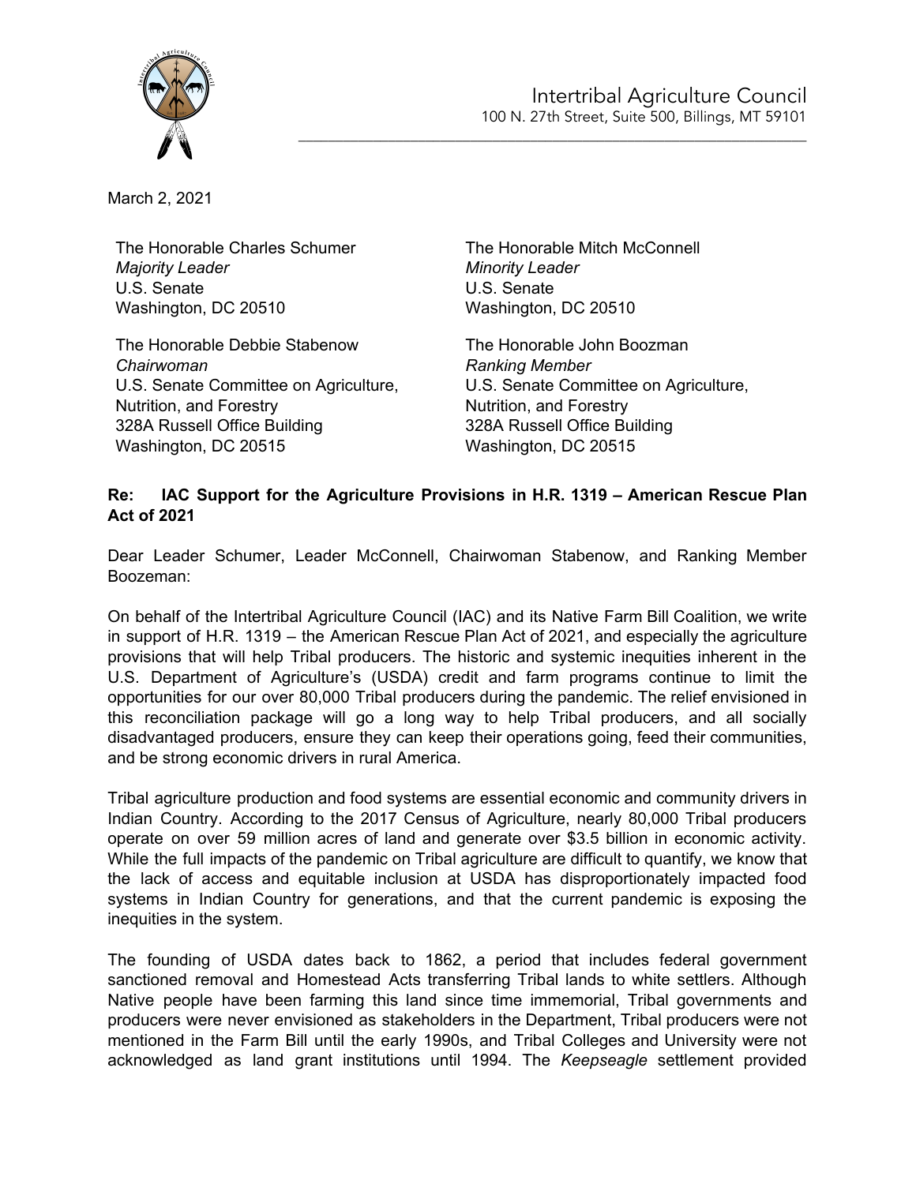Intertribal Agriculture Council
100 N. 27th Street, Suite 500, Billings, MT 59101

March 2, 2021

The Honorable Charles Schumer
*Majority Leader*
U.S. Senate
Washington, DC 20510

The Honorable Mitch McConnell
*Minority Leader*
U.S. Senate
Washington, DC 20510

The Honorable Debbie Stabenow
*Chairwoman*
U.S. Senate Committee on Agriculture, Nutrition, and Forestry
328A Russell Office Building
Washington, DC 20515

The Honorable John Boozman
*Ranking Member*
U.S. Senate Committee on Agriculture, Nutrition, and Forestry
328A Russell Office Building
Washington, DC 20515

**Re: IAC Support for the Agriculture Provisions in H.R. 1319 – American Rescue Plan Act of 2021**

Dear Leader Schumer, Leader McConnell, Chairwoman Stabenow, and Ranking Member Boozeman:

On behalf of the Intertribal Agriculture Council (IAC) and its Native Farm Bill Coalition, we write in support of H.R. 1319 – the American Rescue Plan Act of 2021, and especially the agriculture provisions that will help Tribal producers. The historic and systemic inequities inherent in the U.S. Department of Agriculture's (USDA) credit and farm programs continue to limit the opportunities for our over 80,000 Tribal producers during the pandemic. The relief envisioned in this reconciliation package will go a long way to help Tribal producers, and all socially disadvantaged producers, ensure they can keep their operations going, feed their communities, and be strong economic drivers in rural America.

Tribal agriculture production and food systems are essential economic and community drivers in Indian Country. According to the 2017 Census of Agriculture, nearly 80,000 Tribal producers operate on over 59 million acres of land and generate over $3.5 billion in economic activity. While the full impacts of the pandemic on Tribal agriculture are difficult to quantify, we know that the lack of access and equitable inclusion at USDA has disproportionately impacted food systems in Indian Country for generations, and that the current pandemic is exposing the inequities in the system.

The founding of USDA dates back to 1862, a period that includes federal government sanctioned removal and Homestead Acts transferring Tribal lands to white settlers. Although Native people have been farming this land since time immemorial, Tribal governments and producers were never envisioned as stakeholders in the Department, Tribal producers were not mentioned in the Farm Bill until the early 1990s, and Tribal Colleges and University were not acknowledged as land grant institutions until 1994. The *Keepseagle* settlement provided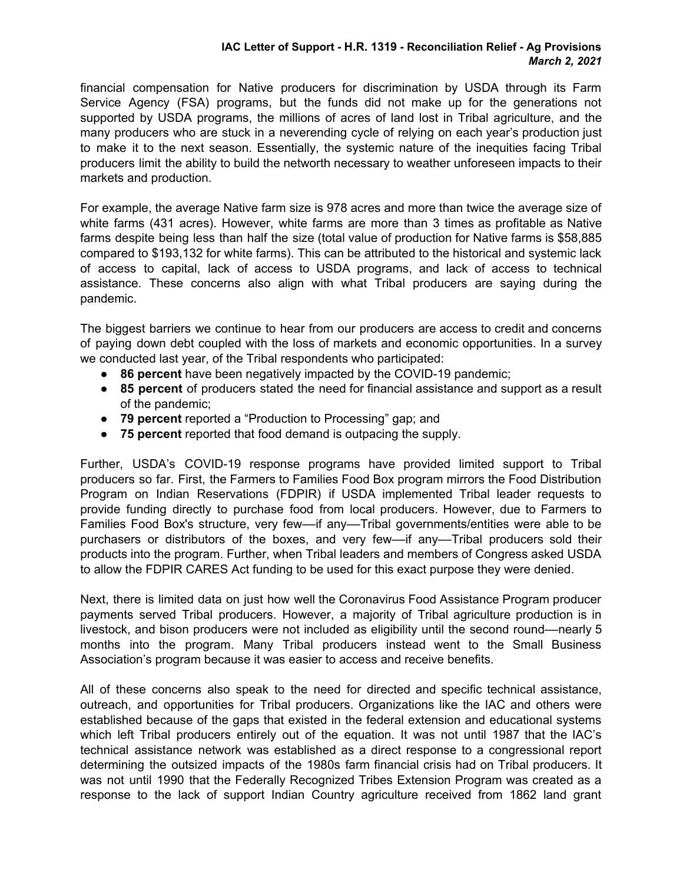financial compensation for Native producers for discrimination by USDA through its Farm Service Agency (FSA) programs, but the funds did not make up for the generations not supported by USDA programs, the millions of acres of land lost in Tribal agriculture, and the many producers who are stuck in a neverending cycle of relying on each year's production just to make it to the next season. Essentially, the systemic nature of the inequities facing Tribal producers limit the ability to build the networth necessary to weather unforeseen impacts to their markets and production.

For example, the average Native farm size is 978 acres and more than twice the average size of white farms (431 acres). However, white farms are more than 3 times as profitable as Native farms despite being less than half the size (total value of production for Native farms is $58,885 compared to $193,132 for white farms). This can be attributed to the historical and systemic lack of access to capital, lack of access to USDA programs, and lack of access to technical assistance. These concerns also align with what Tribal producers are saying during the pandemic.

The biggest barriers we continue to hear from our producers are access to credit and concerns of paying down debt coupled with the loss of markets and economic opportunities. In a survey we conducted last year, of the Tribal respondents who participated:

- **86 percent** have been negatively impacted by the COVID-19 pandemic;
- **85 percent** of producers stated the need for financial assistance and support as a result of the pandemic;
- **79 percent** reported a "Production to Processing" gap; and
- **75 percent** reported that food demand is outpacing the supply.

Further, USDA's COVID-19 response programs have provided limited support to Tribal producers so far. First, the Farmers to Families Food Box program mirrors the Food Distribution Program on Indian Reservations (FDPIR) if USDA implemented Tribal leader requests to provide funding directly to purchase food from local producers. However, due to Farmers to Families Food Box's structure, very few—if any—Tribal governments/entities were able to be purchasers or distributors of the boxes, and very few—if any—Tribal producers sold their products into the program. Further, when Tribal leaders and members of Congress asked USDA to allow the FDPIR CARES Act funding to be used for this exact purpose they were denied.

Next, there is limited data on just how well the Coronavirus Food Assistance Program producer payments served Tribal producers. However, a majority of Tribal agriculture production is in livestock, and bison producers were not included as eligibility until the second round—nearly 5 months into the program. Many Tribal producers instead went to the Small Business Association's program because it was easier to access and receive benefits.

All of these concerns also speak to the need for directed and specific technical assistance, outreach, and opportunities for Tribal producers. Organizations like the IAC and others were established because of the gaps that existed in the federal extension and educational systems which left Tribal producers entirely out of the equation. It was not until 1987 that the IAC's technical assistance network was established as a direct response to a congressional report determining the outsized impacts of the 1980s farm financial crisis had on Tribal producers. It was not until 1990 that the Federally Recognized Tribes Extension Program was created as a response to the lack of support Indian Country agriculture received from 1862 land grant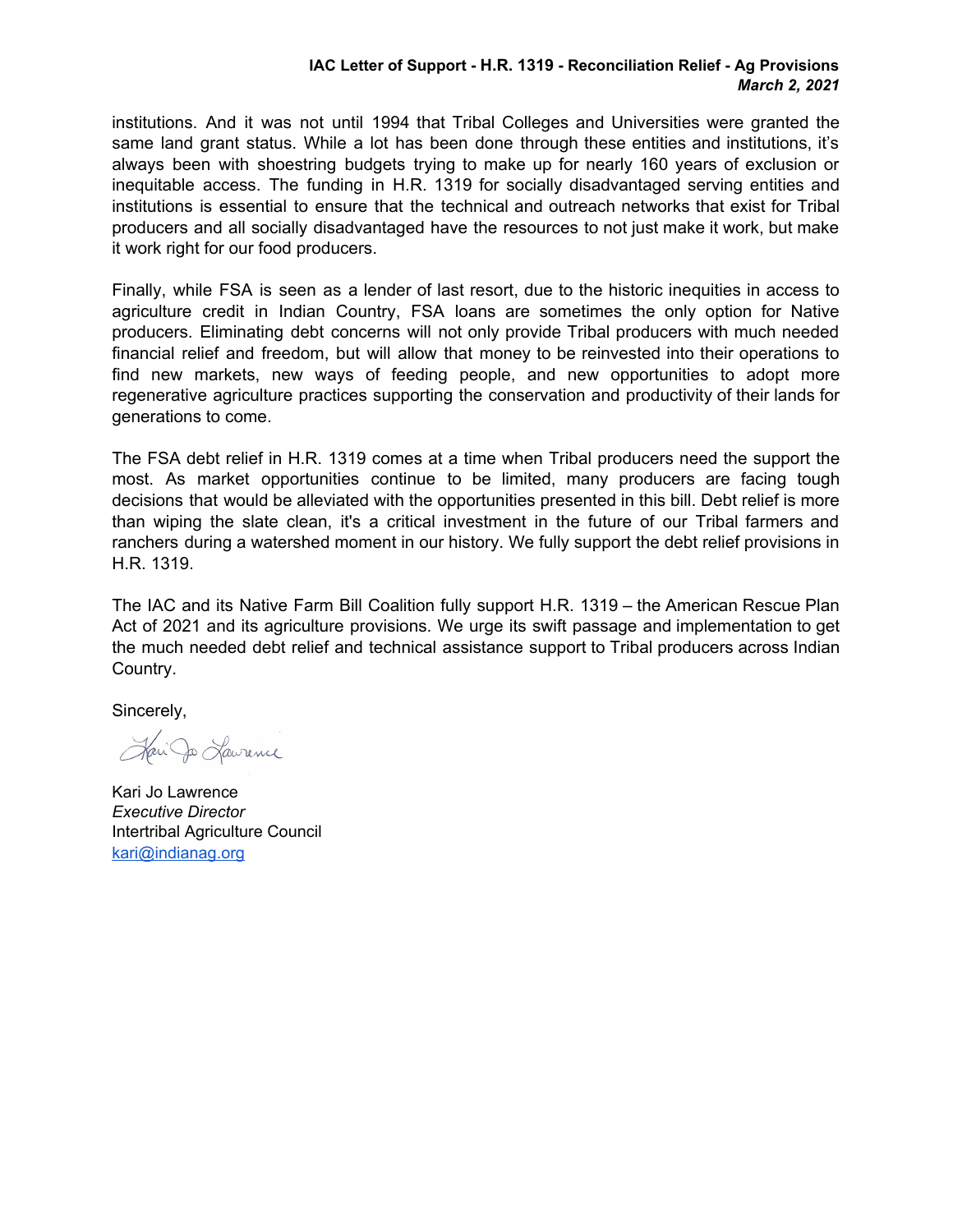institutions. And it was not until 1994 that Tribal Colleges and Universities were granted the same land grant status. While a lot has been done through these entities and institutions, it's always been with shoestring budgets trying to make up for nearly 160 years of exclusion or inequitable access. The funding in H.R. 1319 for socially disadvantaged serving entities and institutions is essential to ensure that the technical and outreach networks that exist for Tribal producers and all socially disadvantaged have the resources to not just make it work, but make it work right for our food producers.

Finally, while FSA is seen as a lender of last resort, due to the historic inequities in access to agriculture credit in Indian Country, FSA loans are sometimes the only option for Native producers. Eliminating debt concerns will not only provide Tribal producers with much needed financial relief and freedom, but will allow that money to be reinvested into their operations to find new markets, new ways of feeding people, and new opportunities to adopt more regenerative agriculture practices supporting the conservation and productivity of their lands for generations to come.

The FSA debt relief in H.R. 1319 comes at a time when Tribal producers need the support the most. As market opportunities continue to be limited, many producers are facing tough decisions that would be alleviated with the opportunities presented in this bill. Debt relief is more than wiping the slate clean, it's a critical investment in the future of our Tribal farmers and ranchers during a watershed moment in our history. We fully support the debt relief provisions in H.R. 1319.

The IAC and its Native Farm Bill Coalition fully support H.R. 1319 – the American Rescue Plan Act of 2021 and its agriculture provisions. We urge its swift passage and implementation to get the much needed debt relief and technical assistance support to Tribal producers across Indian Country.

Sincerely,

Kari Jo Lawrence
*Executive Director*
Intertribal Agriculture Council
kari@indianag.org